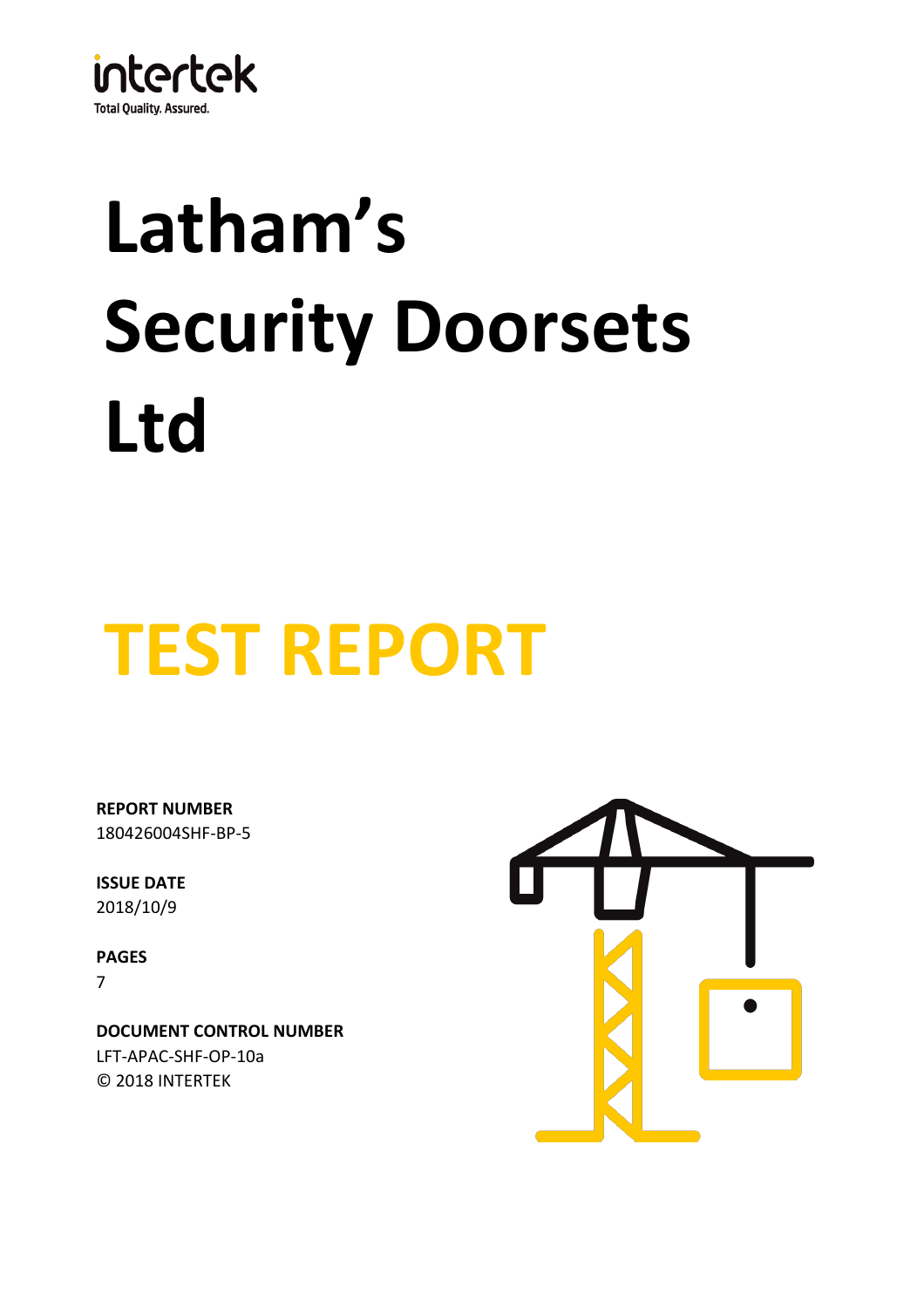intertek
Total Quality. Assured.

# Latham's Security Doorsets Ltd

# TEST REPORT

**REPORT NUMBER**
180426004SHF-BP-5

**ISSUE DATE**
2018/10/9

**PAGES**
7

**DOCUMENT CONTROL NUMBER**
LFT-APAC-SHF-OP-10a
© 2018 INTERTEK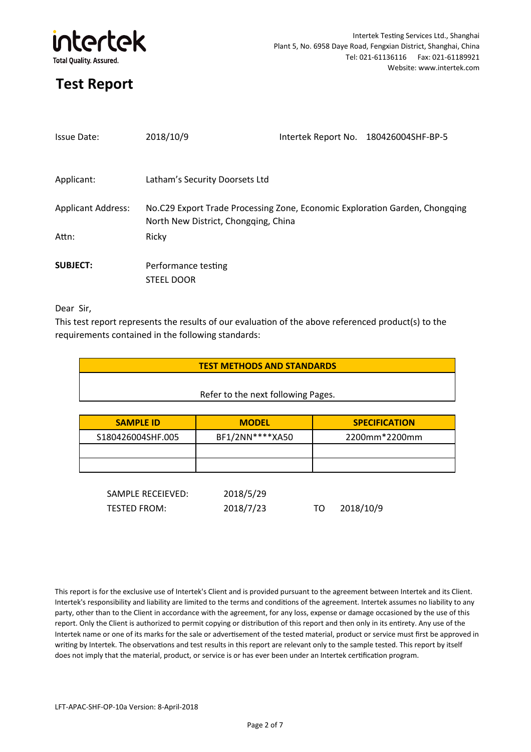intertek
Total Quality. Assured.

Intertek Testing Services Ltd., Shanghai
Plant 5, No. 6958 Daye Road, Fengxian District, Shanghai, China
Tel: 021-61136116 Fax: 021-61189921
Website: www.intertek.com

# Test Report

Issue Date: 2018/10/9 Intertek Report No. 180426004SHF-BP-5

Applicant: Latham's Security Doorsets Ltd

Applicant Address: No.C29 Export Trade Processing Zone, Economic Exploration Garden, Chongqing North New District, Chongqing, China

Attn: Ricky

**SUBJECT:** Performance testing
STEEL DOOR

Dear Sir,

This test report represents the results of our evaluation of the above referenced product(s) to the requirements contained in the following standards:

| TEST METHODS AND STANDARDS |
|---|
| Refer to the next following Pages. |

| SAMPLE ID | MODEL | SPECIFICATION |
|---|---|---|
| S180426004SHF.005 | BF1/2NN****XA50 | 2200mm*2200mm |
| | | |
| | | |

SAMPLE RECEIEVED: 2018/5/29
TESTED FROM: 2018/7/23 TO 2018/10/9

This report is for the exclusive use of Intertek's Client and is provided pursuant to the agreement between Intertek and its Client. Intertek's responsibility and liability are limited to the terms and conditions of the agreement. Intertek assumes no liability to any party, other than to the Client in accordance with the agreement, for any loss, expense or damage occasioned by the use of this report. Only the Client is authorized to permit copying or distribution of this report and then only in its entirety. Any use of the Intertek name or one of its marks for the sale or advertisement of the tested material, product or service must first be approved in writing by Intertek. The observations and test results in this report are relevant only to the sample tested. This report by itself does not imply that the material, product, or service is or has ever been under an Intertek certification program.

LFT-APAC-SHF-OP-10a Version: 8-April-2018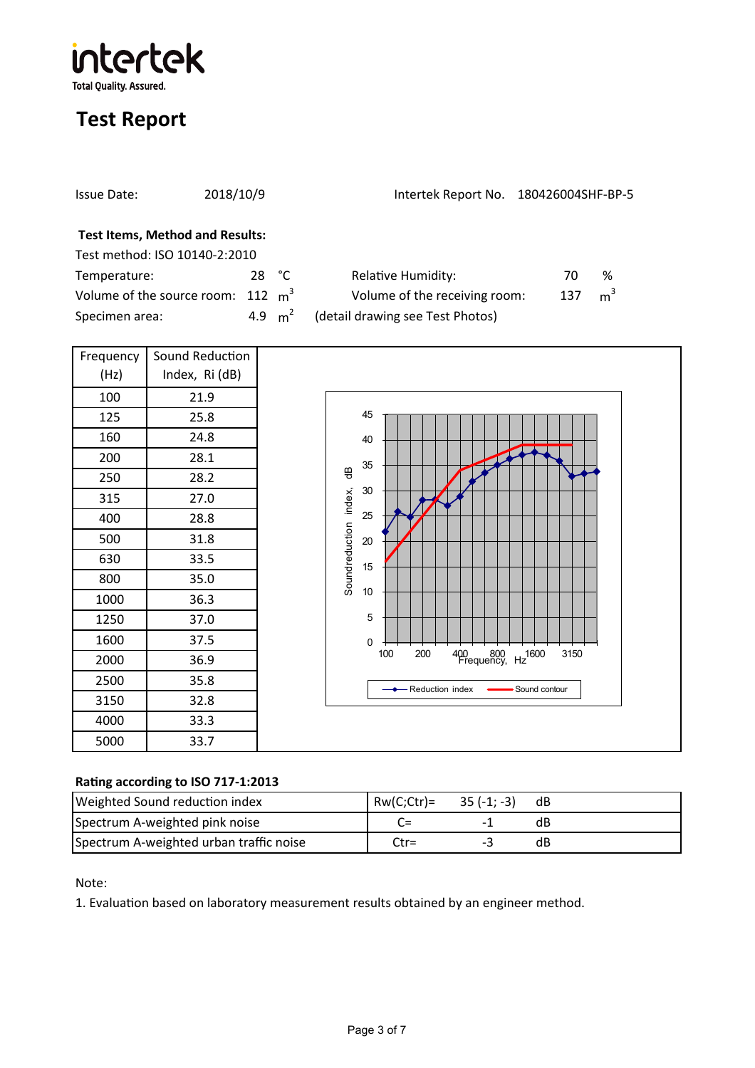intertek
Total Quality. Assured.

# Test Report

Issue Date: 2018/10/9 Intertek Report No. 180426004SHF-BP-5

**Test Items, Method and Results:**

Test method: ISO 10140-2:2010

Temperature: 28 °C Relative Humidity: 70 %

Volume of the source room: 112 $m^3$ Volume of the receiving room: 137 $m^3$

Specimen area: 4.9 $m^2$ (detail drawing see Test Photos)

| Frequency (Hz) | Sound Reduction Index, Ri (dB) |
|---|---|
| 100 | 21.9 |
| 125 | 25.8 |
| 160 | 24.8 |
| 200 | 28.1 |
| 250 | 28.2 |
| 315 | 27.0 |
| 400 | 28.8 |
| 500 | 31.8 |
| 630 | 33.5 |
| 800 | 35.0 |
| 1000 | 36.3 |
| 1250 | 37.0 |
| 1600 | 37.5 |
| 2000 | 36.9 |
| 2500 | 35.8 |
| 3150 | 32.8 |
| 4000 | 33.3 |
| 5000 | 33.7 |

**Rating according to ISO 717-1:2013**

| | | | |
|---|---|---|---|
| Weighted Sound reduction index | Rw(C;Ctr)= | 35 (-1; -3) | dB |
| Spectrum A-weighted pink noise | C= | -1 | dB |
| Spectrum A-weighted urban traffic noise | Ctr= | -3 | dB |

Note:

1. Evaluation based on laboratory measurement results obtained by an engineer method.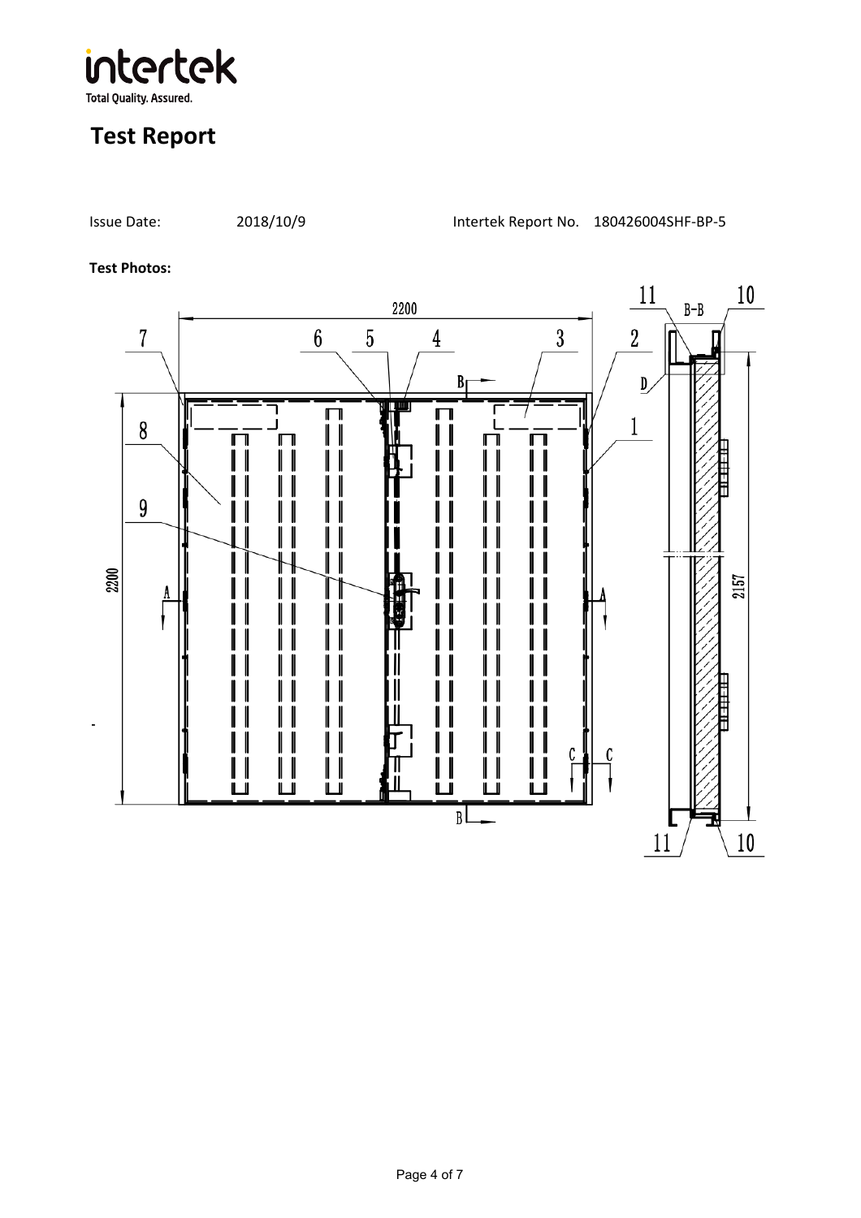# Test Report

Issue Date: 2018/10/9 Intertek Report No. 180426004SHF-BP-5

**Test Photos:**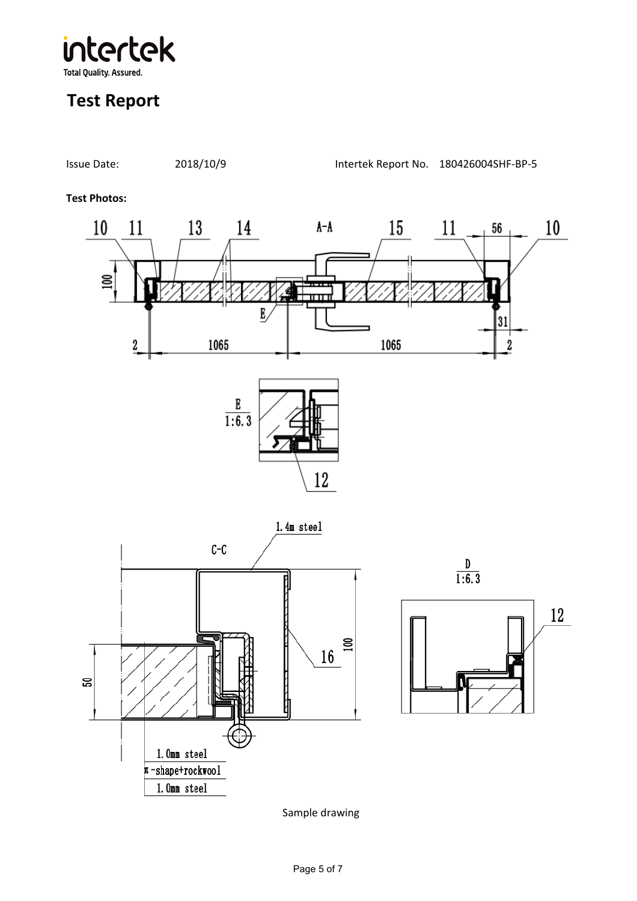**Test Report**

Issue Date: 2018/10/9 Intertek Report No. 180426004SHF-BP-5

**Test Photos:**

A-A

10 11 13 14 15 11 56 10

100

E

31

2 1065 1065 2

E
1:6.3

12

1.4m steel

C-C

D
1:6.3

12

16

100

50

1.0mm steel

π-shape+rockwool

1.0mm steel

Sample drawing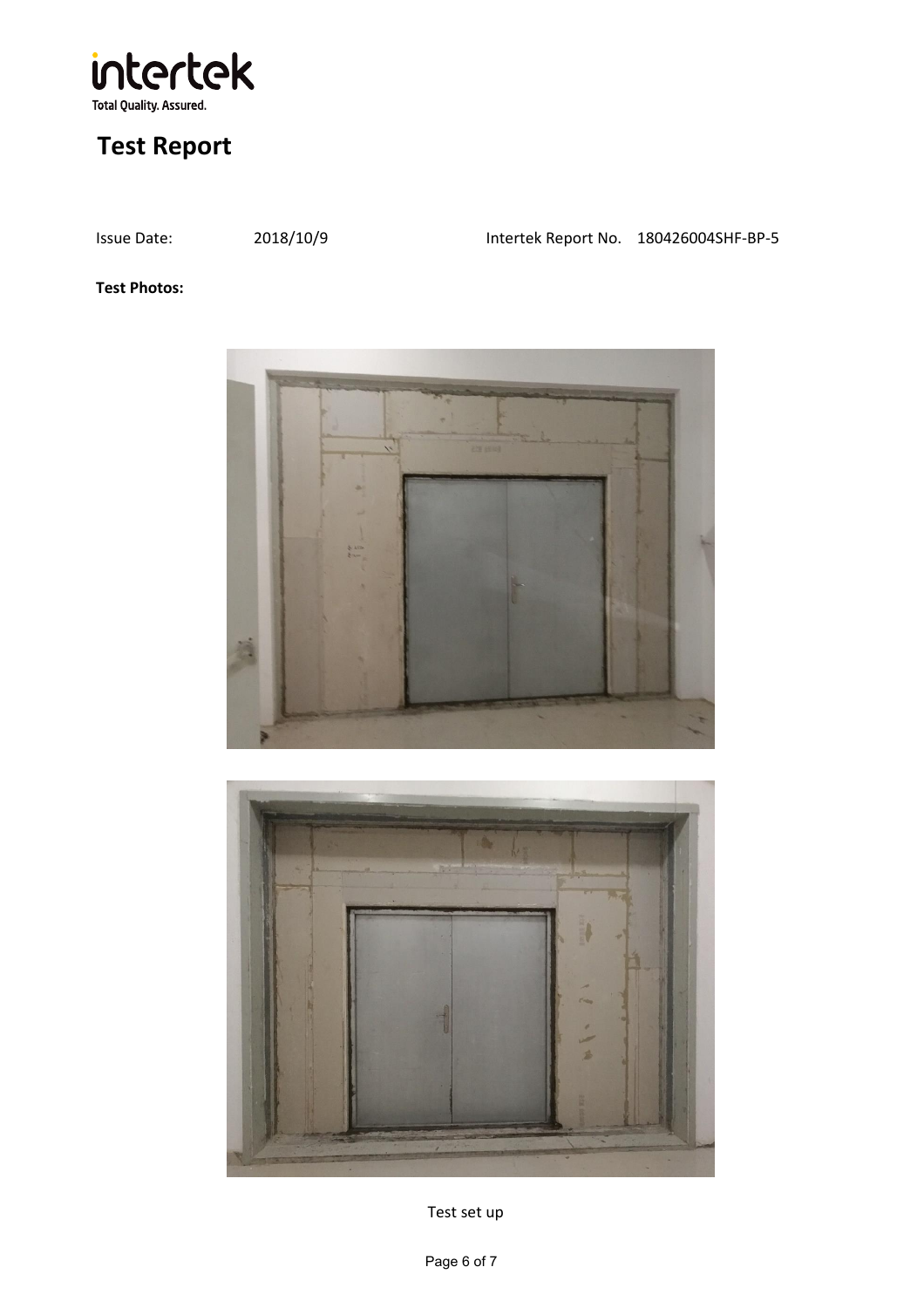# Test Report

Issue Date: 2018/10/9 Intertek Report No. 180426004SHF-BP-5

**Test Photos:**

Test set up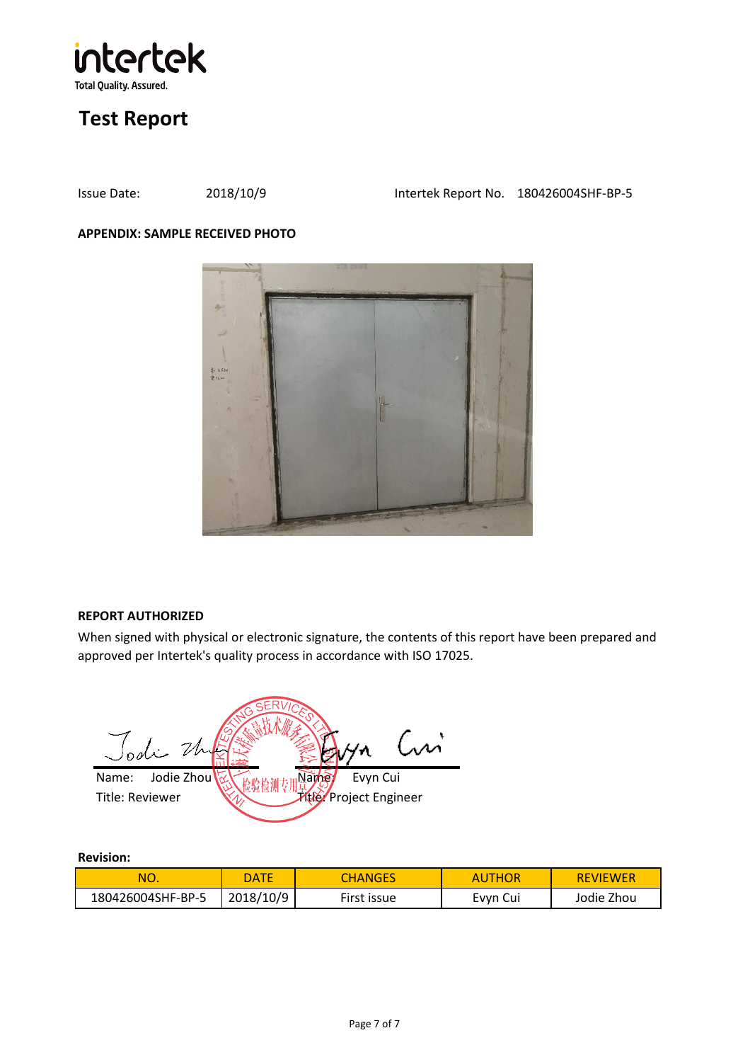**intertek**
Total Quality. Assured.

# Test Report

Issue Date: 2018/10/9 Intertek Report No. 180426004SHF-BP-5

**APPENDIX: SAMPLE RECEIVED PHOTO**

**REPORT AUTHORIZED**

When signed with physical or electronic signature, the contents of this report have been prepared and approved per Intertek's quality process in accordance with ISO 17025.

Name: Jodie Zhou
Title: Reviewer

Name: Evyn Cui
Title: Project Engineer

**Revision:**

| NO. | DATE | CHANGES | AUTHOR | REVIEWER |
|---|---|---|---|---|
| 180426004SHF-BP-5 | 2018/10/9 | First issue | Evyn Cui | Jodie Zhou |